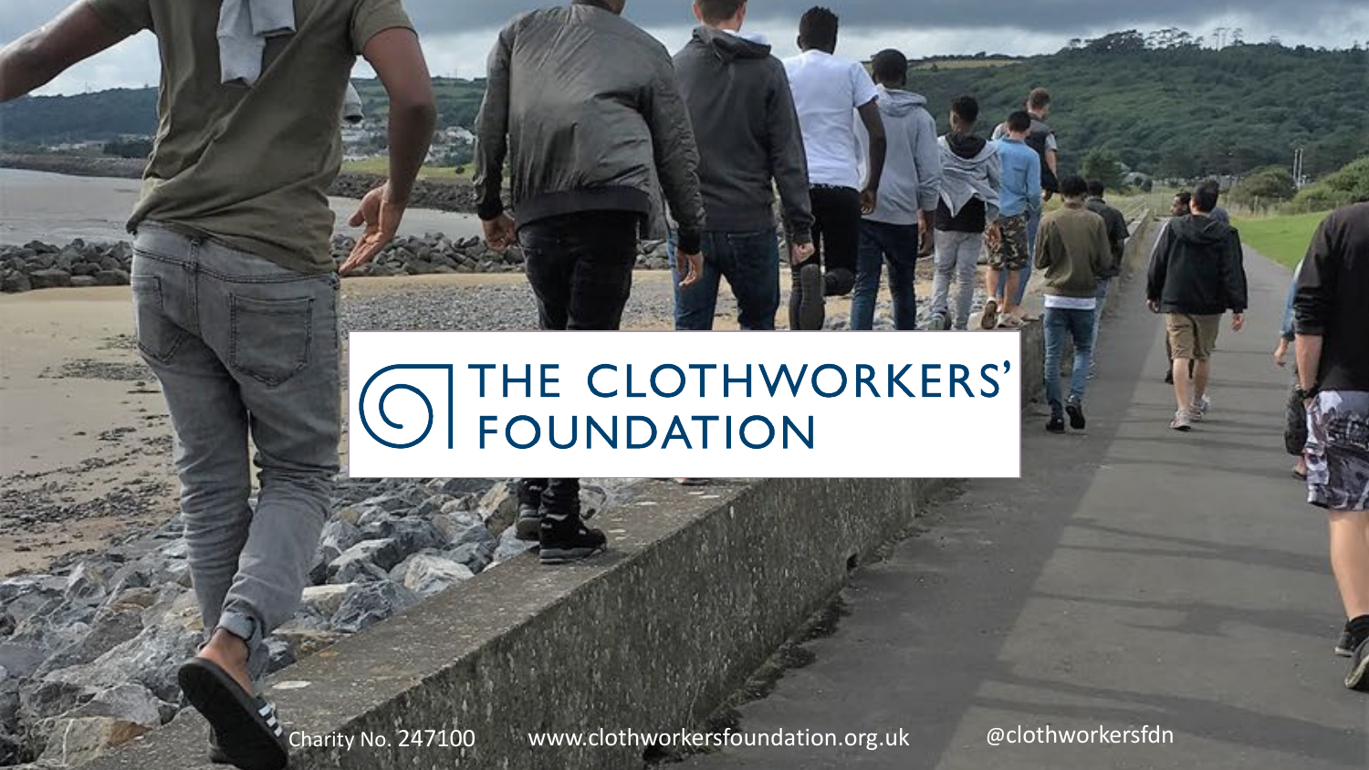# THE CLOTHWORKERS' FOUNDATION

Charity No. 247100 www.clothworkersfoundation.org.uk @clothworkersfdn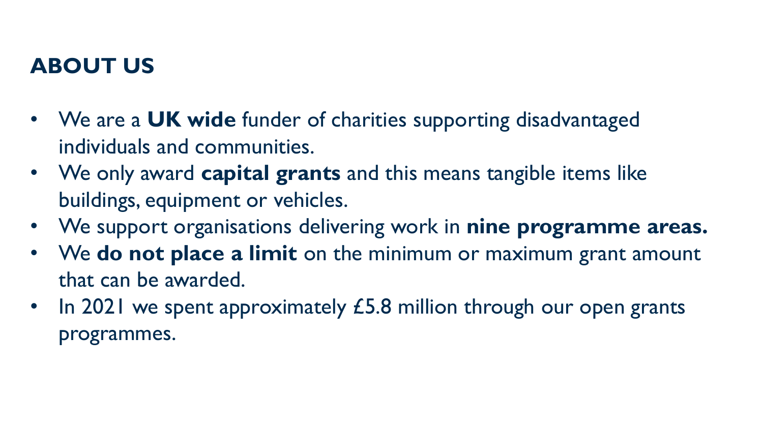## ABOUT US

- We are a **UK wide** funder of charities supporting disadvantaged individuals and communities.
- We only award **capital grants** and this means tangible items like buildings, equipment or vehicles.
- We support organisations delivering work in **nine programme areas.**
- We **do not place a limit** on the minimum or maximum grant amount that can be awarded.
- In 2021 we spent approximately £5.8 million through our open grants programmes.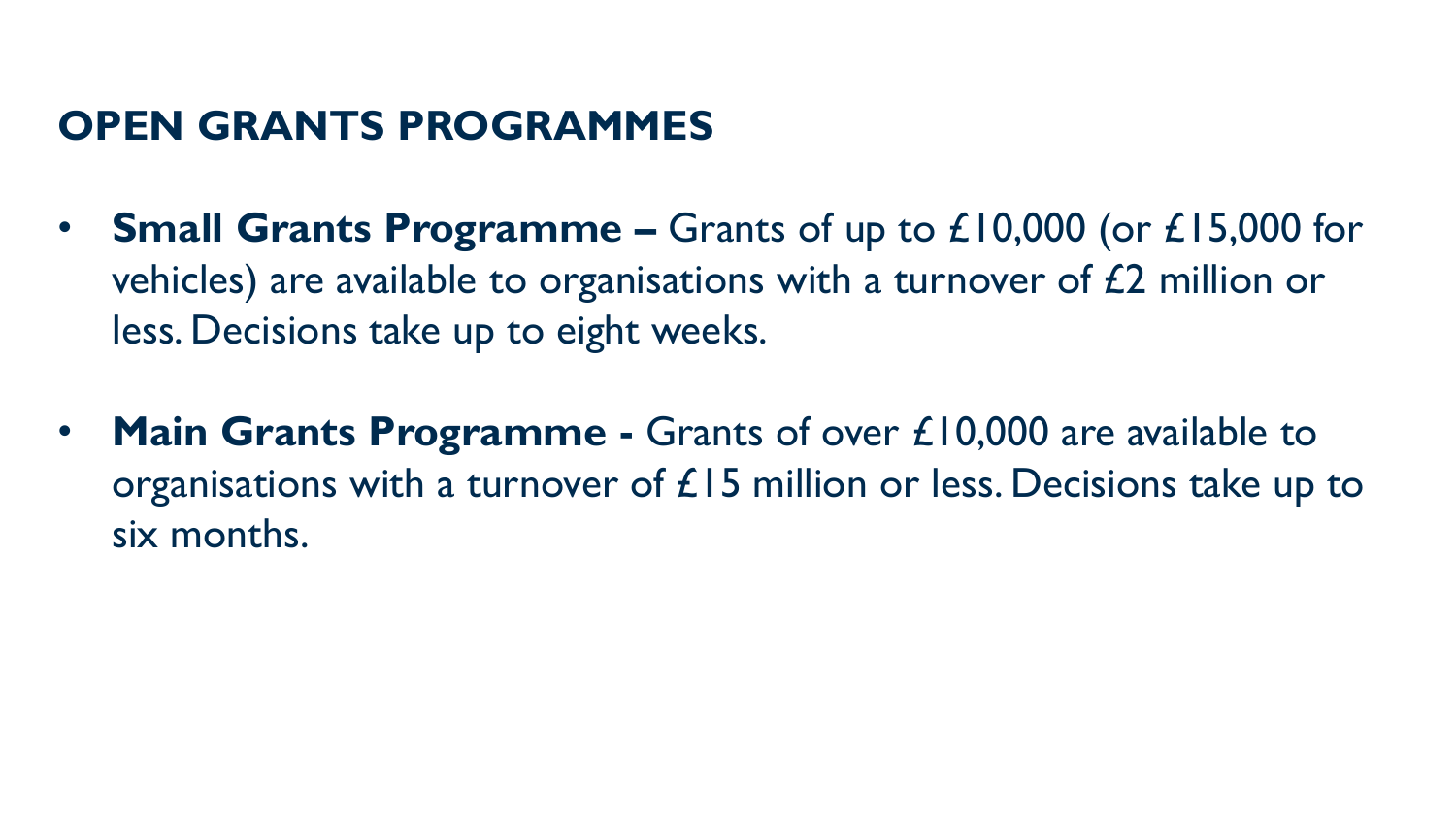## OPEN GRANTS PROGRAMMES

- **Small Grants Programme –** Grants of up to £10,000 (or £15,000 for vehicles) are available to organisations with a turnover of £2 million or less. Decisions take up to eight weeks.
- **Main Grants Programme -** Grants of over £10,000 are available to organisations with a turnover of £15 million or less. Decisions take up to six months.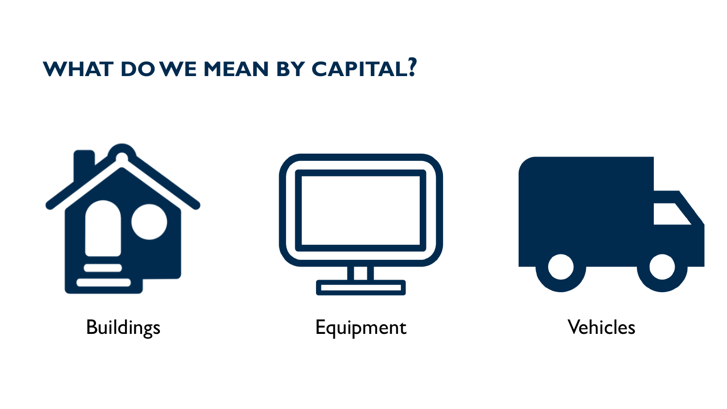# WHAT DO WE MEAN BY CAPITAL?

Buildings

Equipment

Vehicles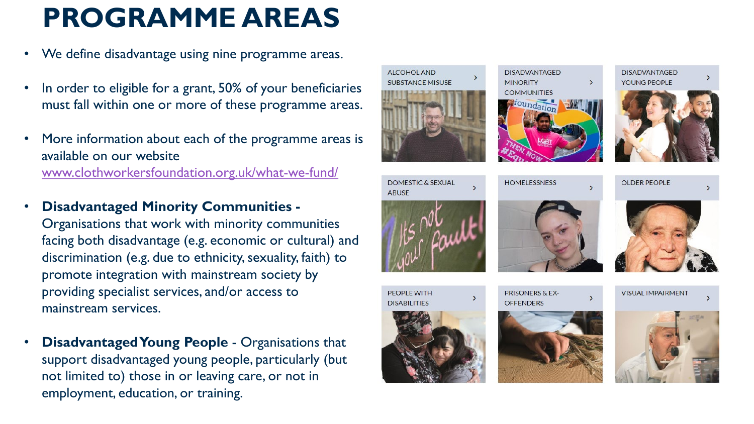# PROGRAMME AREAS

- We define disadvantage using nine programme areas.
- In order to eligible for a grant, 50% of your beneficiaries must fall within one or more of these programme areas.
- More information about each of the programme areas is available on our website [www.clothworkersfoundation.org.uk/what-we-fund/](www.clothworkersfoundation.org.uk/what-we-fund/)
- **Disadvantaged Minority Communities -** Organisations that work with minority communities facing both disadvantage (e.g. economic or cultural) and discrimination (e.g. due to ethnicity, sexuality, faith) to promote integration with mainstream society by providing specialist services, and/or access to mainstream services.
- **Disadvantaged Young People** - Organisations that support disadvantaged young people, particularly (but not limited to) those in or leaving care, or not in employment, education, or training.

ALCOHOL AND SUBSTANCE MISUSE

DISADVANTAGED MINORITY COMMUNITIES

DISADVANTAGED YOUNG PEOPLE

DOMESTIC & SEXUAL ABUSE

HOMELESSNESS

OLDER PEOPLE

PEOPLE WITH DISABILITIES

PRISONERS & EX-OFFENDERS

VISUAL IMPAIRMENT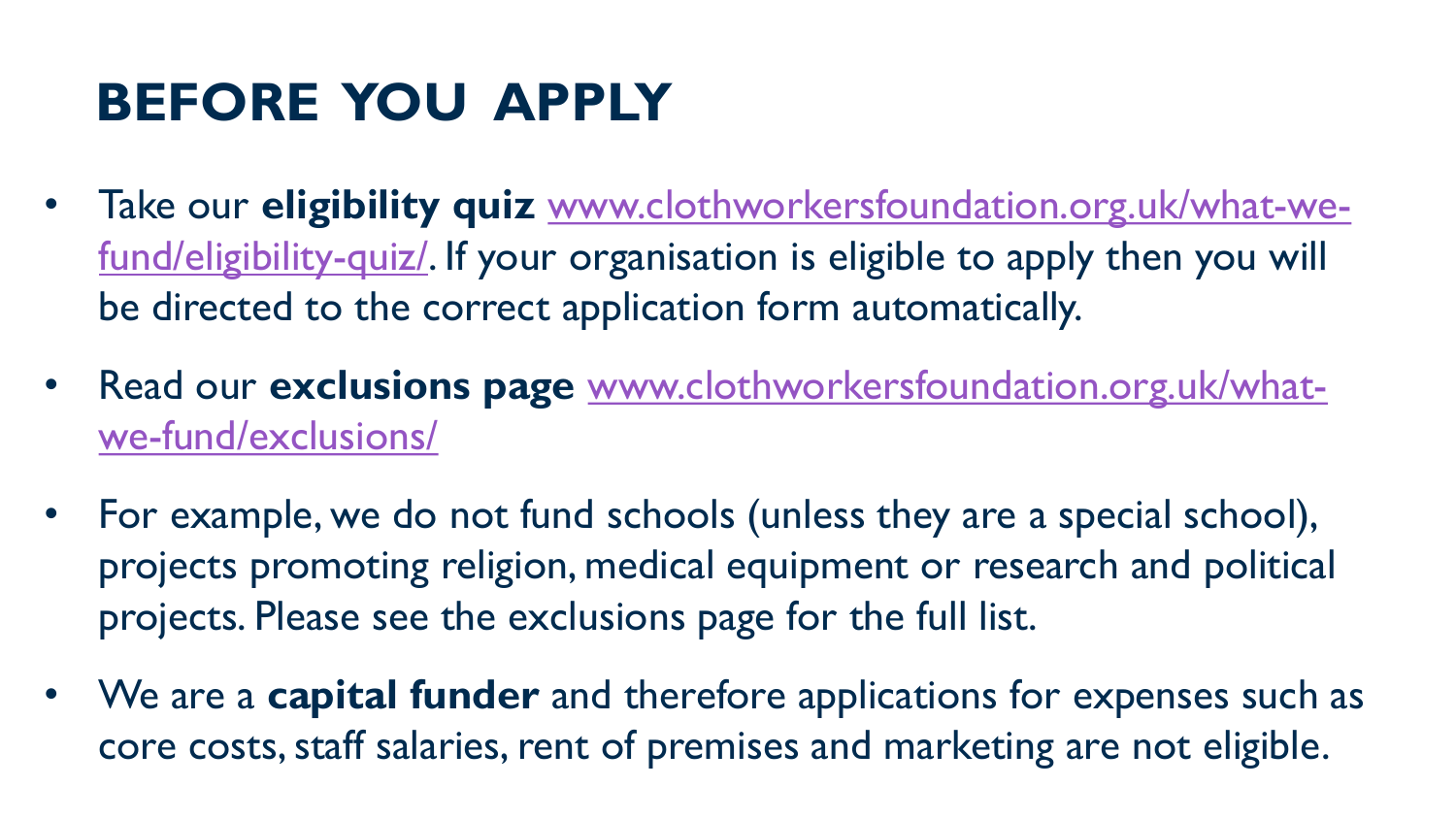# BEFORE YOU APPLY

- Take our **eligibility quiz** www.clothworkersfoundation.org.uk/what-we-fund/eligibility-quiz/. If your organisation is eligible to apply then you will be directed to the correct application form automatically.
- Read our **exclusions page** www.clothworkersfoundation.org.uk/what-we-fund/exclusions/
- For example, we do not fund schools (unless they are a special school), projects promoting religion, medical equipment or research and political projects. Please see the exclusions page for the full list.
- We are a **capital funder** and therefore applications for expenses such as core costs, staff salaries, rent of premises and marketing are not eligible.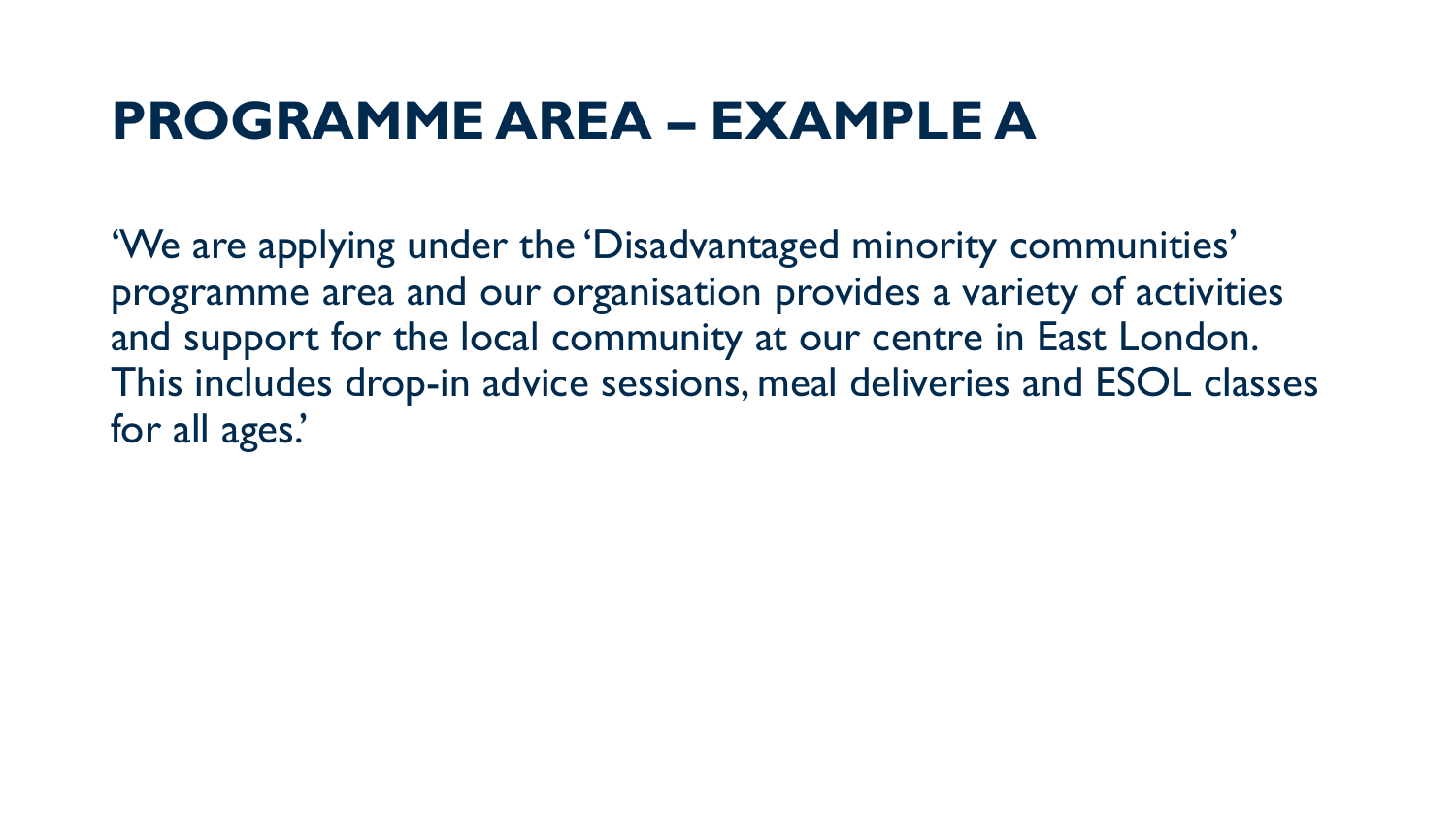# PROGRAMME AREA – EXAMPLE A

'We are applying under the 'Disadvantaged minority communities' programme area and our organisation provides a variety of activities and support for the local community at our centre in East London. This includes drop-in advice sessions, meal deliveries and ESOL classes for all ages.'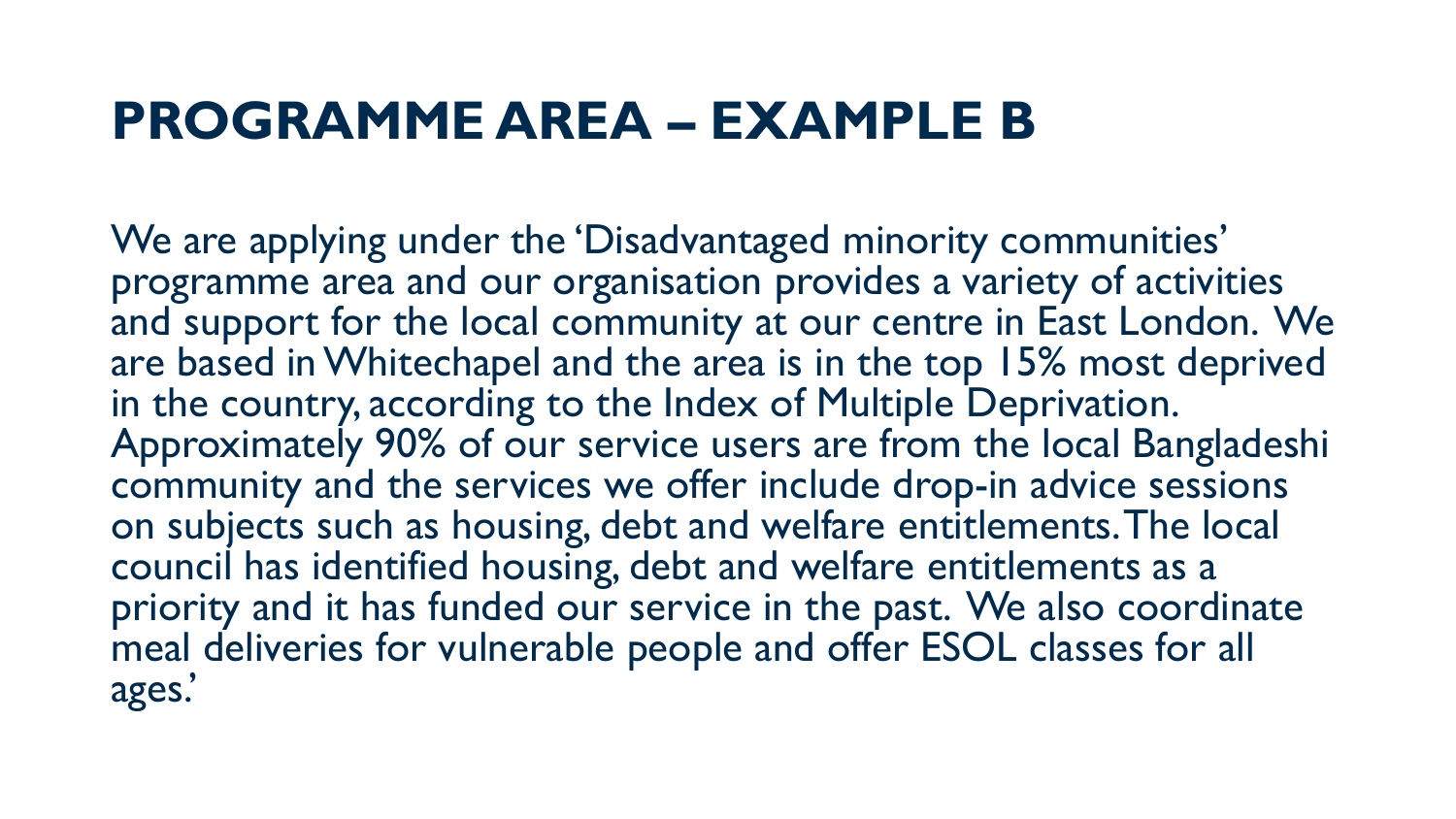# PROGRAMME AREA – EXAMPLE B

We are applying under the 'Disadvantaged minority communities' programme area and our organisation provides a variety of activities and support for the local community at our centre in East London. We are based in Whitechapel and the area is in the top 15% most deprived in the country, according to the Index of Multiple Deprivation. Approximately 90% of our service users are from the local Bangladeshi community and the services we offer include drop-in advice sessions on subjects such as housing, debt and welfare entitlements. The local council has identified housing, debt and welfare entitlements as a priority and it has funded our service in the past. We also coordinate meal deliveries for vulnerable people and offer ESOL classes for all ages.'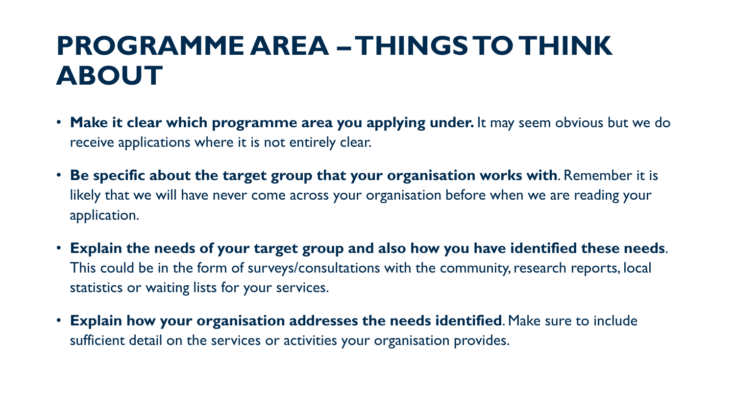# PROGRAMME AREA – THINGS TO THINK ABOUT

- **Make it clear which programme area you applying under.** It may seem obvious but we do receive applications where it is not entirely clear.
- **Be specific about the target group that your organisation works with**. Remember it is likely that we will have never come across your organisation before when we are reading your application.
- **Explain the needs of your target group and also how you have identified these needs**. This could be in the form of surveys/consultations with the community, research reports, local statistics or waiting lists for your services.
- **Explain how your organisation addresses the needs identified**. Make sure to include sufficient detail on the services or activities your organisation provides.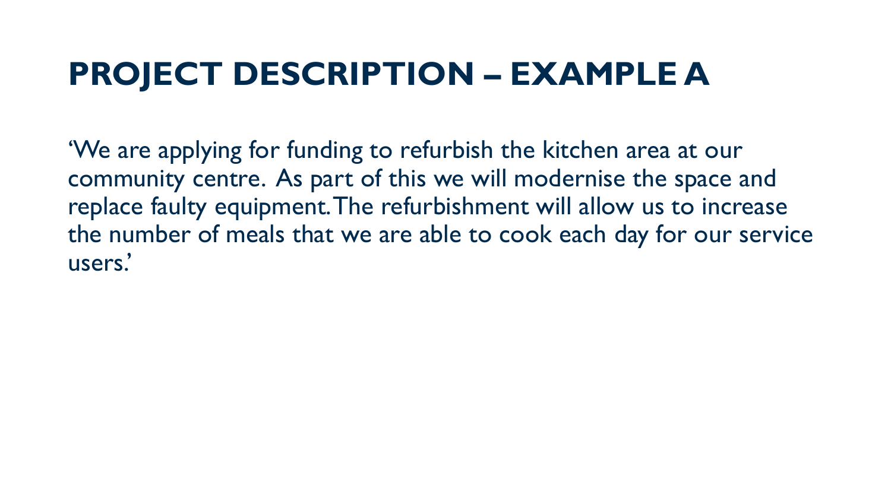# PROJECT DESCRIPTION – EXAMPLE A

'We are applying for funding to refurbish the kitchen area at our community centre. As part of this we will modernise the space and replace faulty equipment. The refurbishment will allow us to increase the number of meals that we are able to cook each day for our service users.'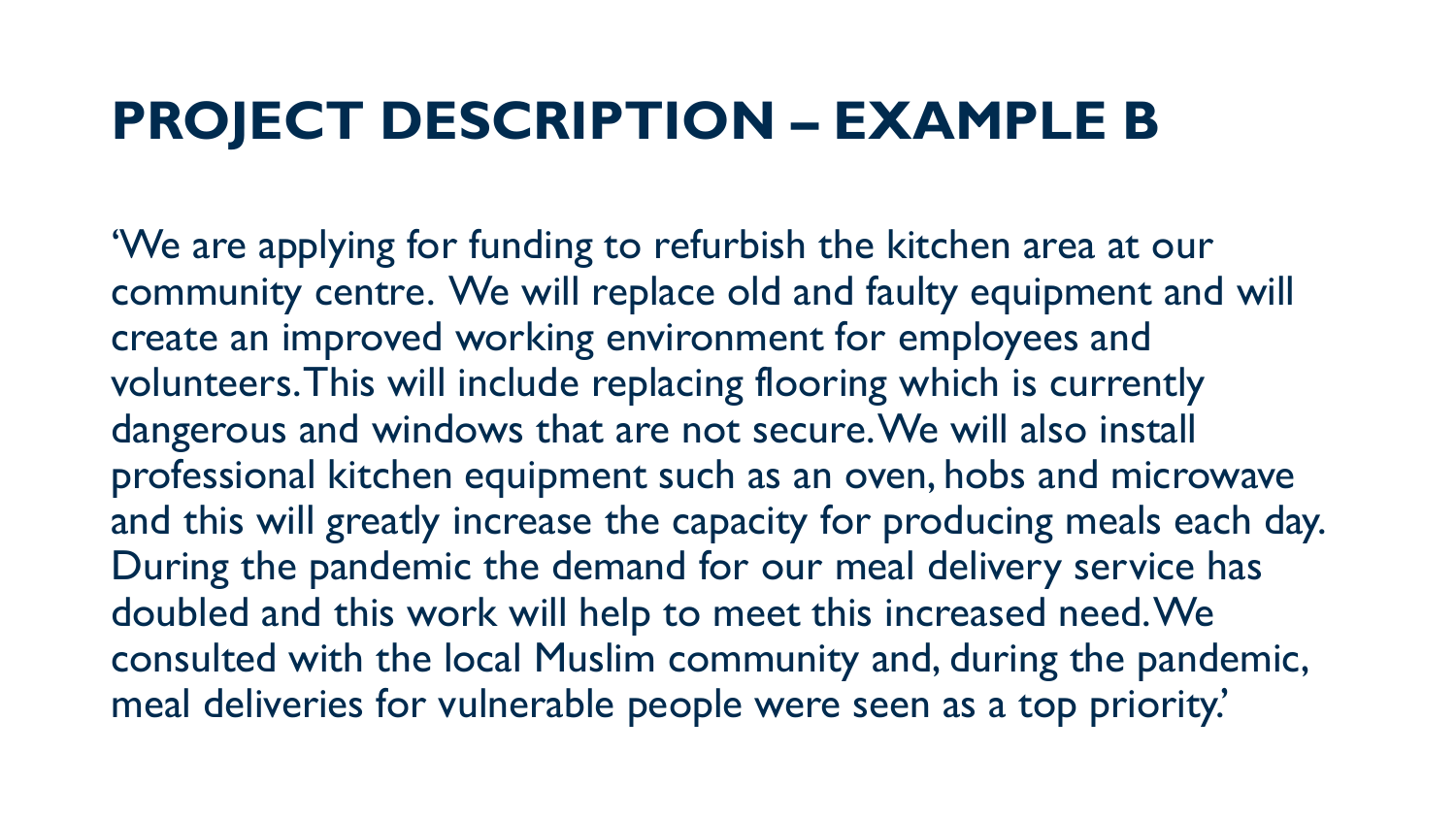# PROJECT DESCRIPTION – EXAMPLE B

'We are applying for funding to refurbish the kitchen area at our community centre. We will replace old and faulty equipment and will create an improved working environment for employees and volunteers. This will include replacing flooring which is currently dangerous and windows that are not secure. We will also install professional kitchen equipment such as an oven, hobs and microwave and this will greatly increase the capacity for producing meals each day. During the pandemic the demand for our meal delivery service has doubled and this work will help to meet this increased need. We consulted with the local Muslim community and, during the pandemic, meal deliveries for vulnerable people were seen as a top priority.'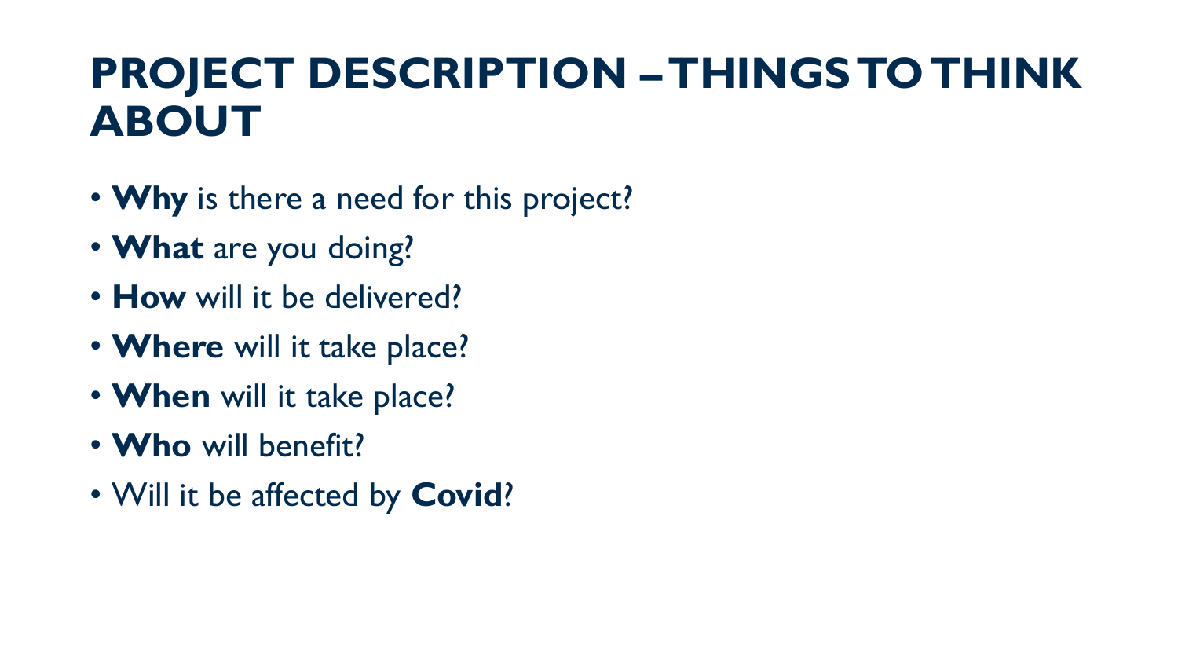# PROJECT DESCRIPTION – THINGS TO THINK ABOUT

- **Why** is there a need for this project?
- **What** are you doing?
- **How** will it be delivered?
- **Where** will it take place?
- **When** will it take place?
- **Who** will benefit?
- Will it be affected by **Covid**?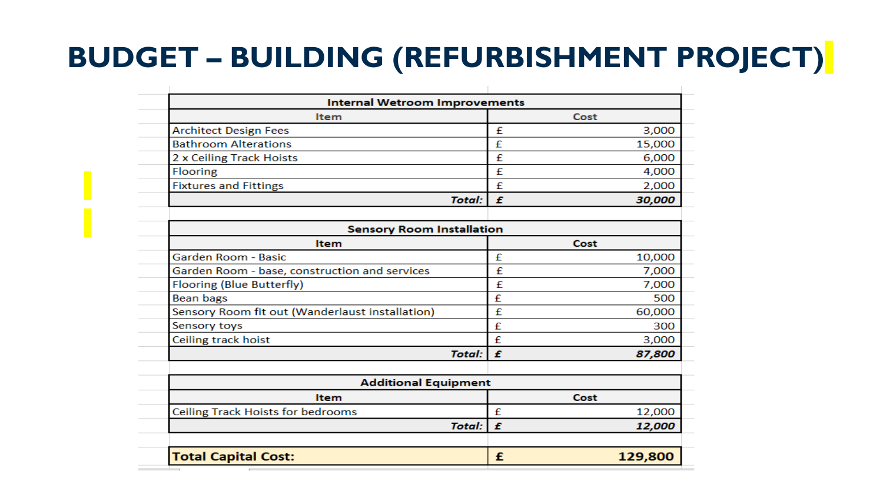# BUDGET – BUILDING (REFURBISHMENT PROJECT)

| Internal Wetroom Improvements | | |
|---|---|---|
| **Item** | **Cost** | |
| Architect Design Fees | £ | 3,000 |
| Bathroom Alterations | £ | 15,000 |
| 2 x Ceiling Track Hoists | £ | 6,000 |
| Flooring | £ | 4,000 |
| Fixtures and Fittings | £ | 2,000 |
| ***Total:*** | ***£*** | ***30,000*** |

| Sensory Room Installation | | |
|---|---|---|
| **Item** | **Cost** | |
| Garden Room - Basic | £ | 10,000 |
| Garden Room - base, construction and services | £ | 7,000 |
| Flooring (Blue Butterfly) | £ | 7,000 |
| Bean bags | £ | 500 |
| Sensory Room fit out (Wanderlaust installation) | £ | 60,000 |
| Sensory toys | £ | 300 |
| Ceiling track hoist | £ | 3,000 |
| ***Total:*** | ***£*** | ***87,800*** |

| Additional Equipment | | |
|---|---|---|
| **Item** | **Cost** | |
| Ceiling Track Hoists for bedrooms | £ | 12,000 |
| ***Total:*** | ***£*** | ***12,000*** |

| **Total Capital Cost:** | **£** | **129,800** |
|---|---|---|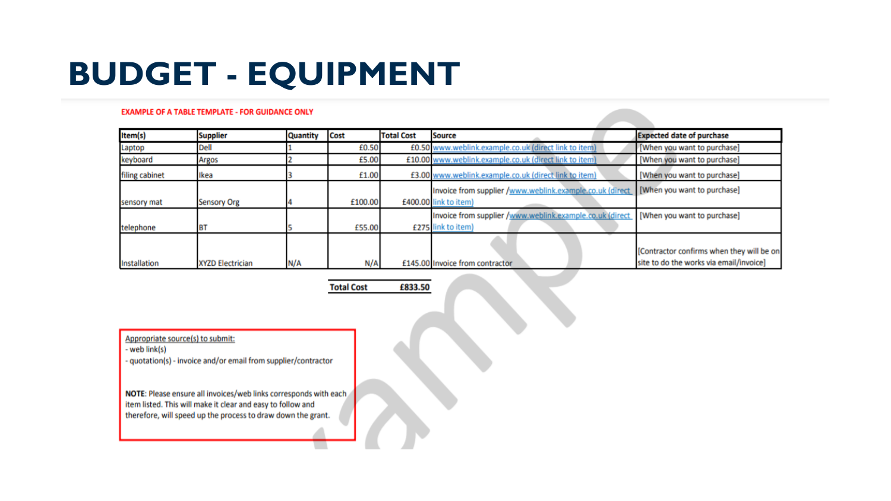# BUDGET - EQUIPMENT

**EXAMPLE OF A TABLE TEMPLATE - FOR GUIDANCE ONLY**

| Item(s) | Supplier | Quantity | Cost | Total Cost | Source | Expected date of purchase |
|---|---|---|---|---|---|---|
| Laptop | Dell | 1 | £0.50 | £0.50 | www.weblink.example.co.uk (direct link to item) | [When you want to purchase] |
| keyboard | Argos | 2 | £5.00 | £10.00 | www.weblink.example.co.uk (direct link to item) | [When you want to purchase] |
| filing cabinet | Ikea | 3 | £1.00 | £3.00 | www.weblink.example.co.uk (direct link to item) | [When you want to purchase] |
| sensory mat | Sensory Org | 4 | £100.00 | £400.00 | Invoice from supplier /www.weblink.example.co.uk (direct link to item) | [When you want to purchase] |
| telephone | BT | 5 | £55.00 | £275 | Invoice from supplier /www.weblink.example.co.uk (direct link to item) | [When you want to purchase] |
| Installation | XYZD Electrician | N/A | N/A | £145.00 | Invoice from contractor | [Contractor confirms when they will be on site to do the works via email/invoice] |
| | | | **Total Cost** | **£833.50** | | |

Appropriate source(s) to submit:
- web link(s)
- quotation(s) - invoice and/or email from supplier/contractor

**NOTE**: Please ensure all invoices/web links corresponds with each item listed. This will make it clear and easy to follow and therefore, will speed up the process to draw down the grant.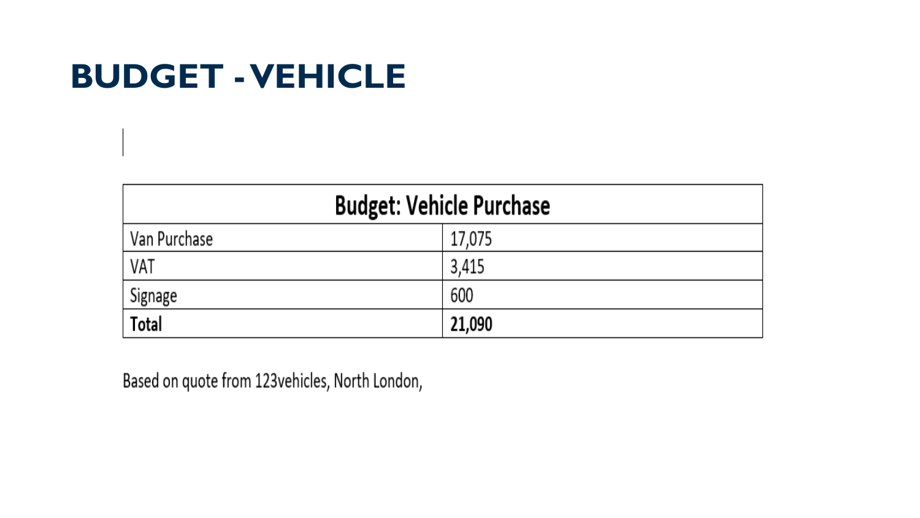# BUDGET - VEHICLE

| Budget: Vehicle Purchase | |
|---|---|
| Van Purchase | 17,075 |
| VAT | 3,415 |
| Signage | 600 |
| **Total** | **21,090** |

Based on quote from 123vehicles, North London,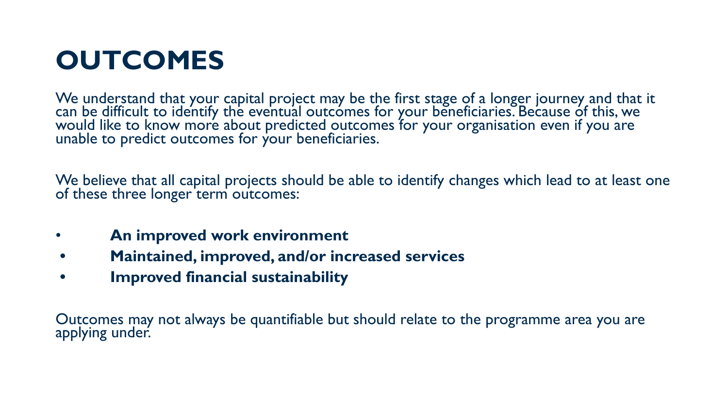# OUTCOMES

We understand that your capital project may be the first stage of a longer journey and that it can be difficult to identify the eventual outcomes for your beneficiaries. Because of this, we would like to know more about predicted outcomes for your organisation even if you are unable to predict outcomes for your beneficiaries.

We believe that all capital projects should be able to identify changes which lead to at least one of these three longer term outcomes:

- **An improved work environment**
- **Maintained, improved, and/or increased services**
- **Improved financial sustainability**

Outcomes may not always be quantifiable but should relate to the programme area you are applying under.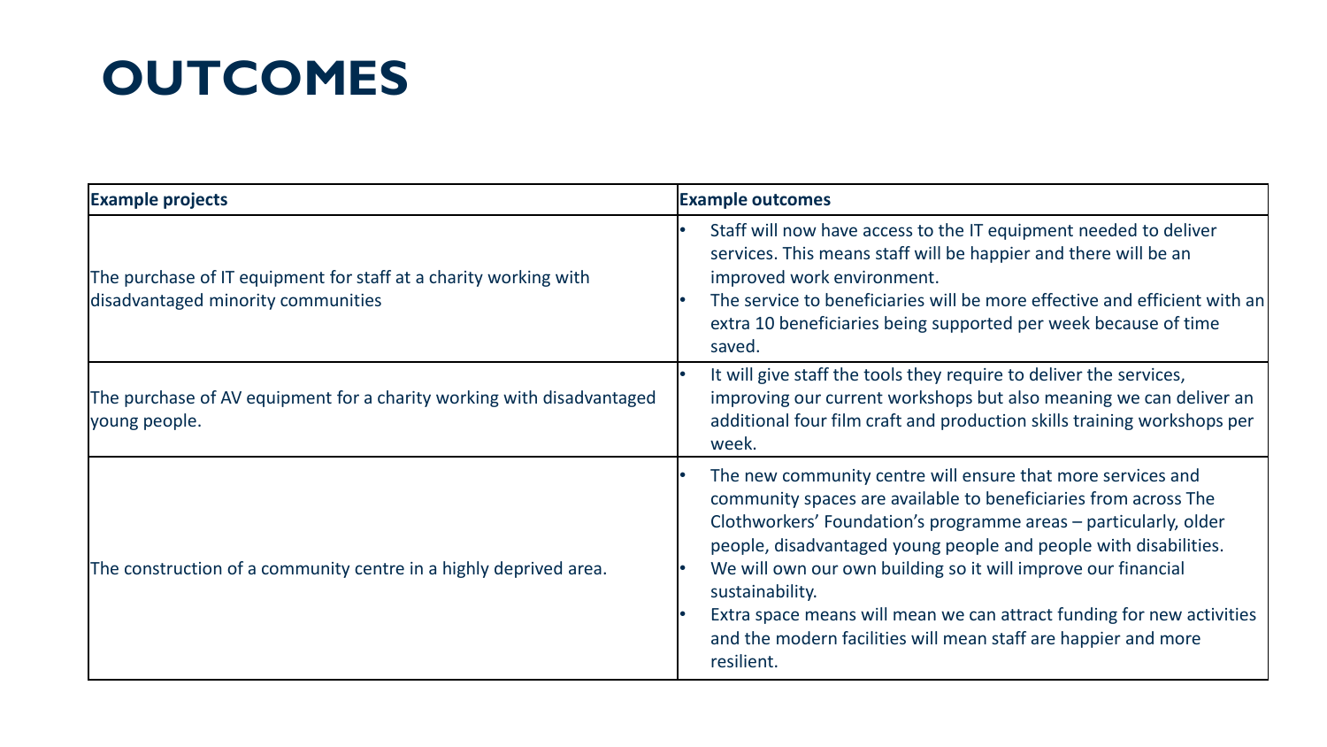# OUTCOMES

| Example projects | Example outcomes |
| --- | --- |
| The purchase of IT equipment for staff at a charity working with disadvantaged minority communities | • Staff will now have access to the IT equipment needed to deliver services. This means staff will be happier and there will be an improved work environment.<br>• The service to beneficiaries will be more effective and efficient with an extra 10 beneficiaries being supported per week because of time saved. |
| The purchase of AV equipment for a charity working with disadvantaged young people. | • It will give staff the tools they require to deliver the services, improving our current workshops but also meaning we can deliver an additional four film craft and production skills training workshops per week. |
| The construction of a community centre in a highly deprived area. | • The new community centre will ensure that more services and community spaces are available to beneficiaries from across The Clothworkers' Foundation's programme areas – particularly, older people, disadvantaged young people and people with disabilities.<br>• We will own our own building so it will improve our financial sustainability.<br>• Extra space means will mean we can attract funding for new activities and the modern facilities will mean staff are happier and more resilient. |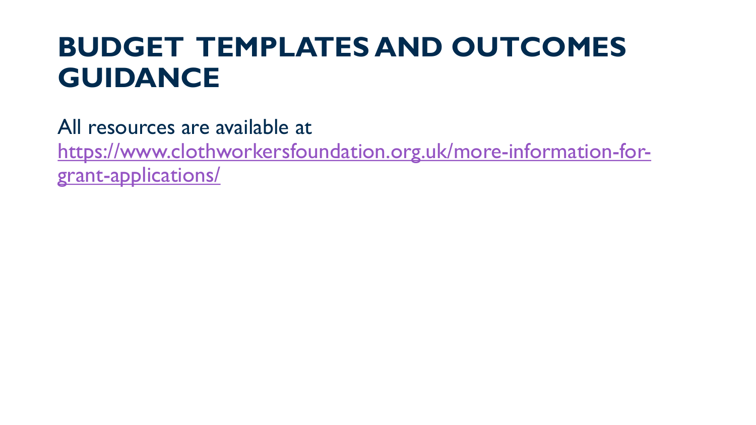# BUDGET TEMPLATES AND OUTCOMES GUIDANCE

All resources are available at [https://www.clothworkersfoundation.org.uk/more-information-for-grant-applications/](https://www.clothworkersfoundation.org.uk/more-information-for-grant-applications/)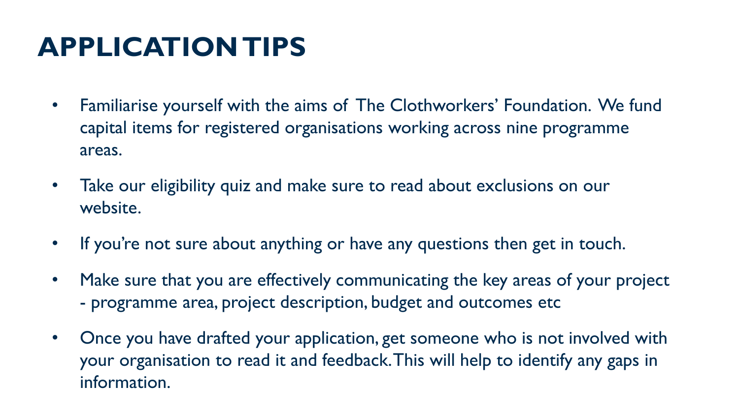# APPLICATION TIPS

- Familiarise yourself with the aims of The Clothworkers' Foundation. We fund capital items for registered organisations working across nine programme areas.
- Take our eligibility quiz and make sure to read about exclusions on our website.
- If you're not sure about anything or have any questions then get in touch.
- Make sure that you are effectively communicating the key areas of your project - programme area, project description, budget and outcomes etc
- Once you have drafted your application, get someone who is not involved with your organisation to read it and feedback. This will help to identify any gaps in information.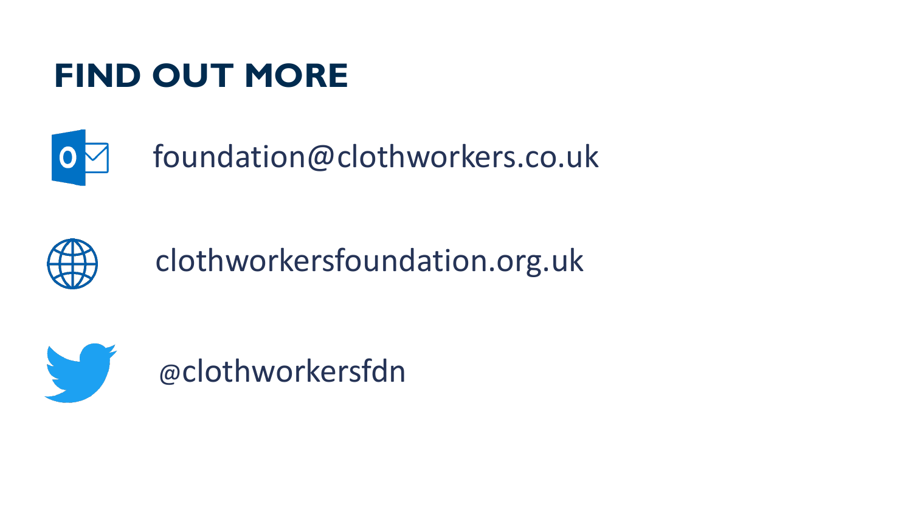# FIND OUT MORE

foundation@clothworkers.co.uk

clothworkersfoundation.org.uk

@clothworkersfdn